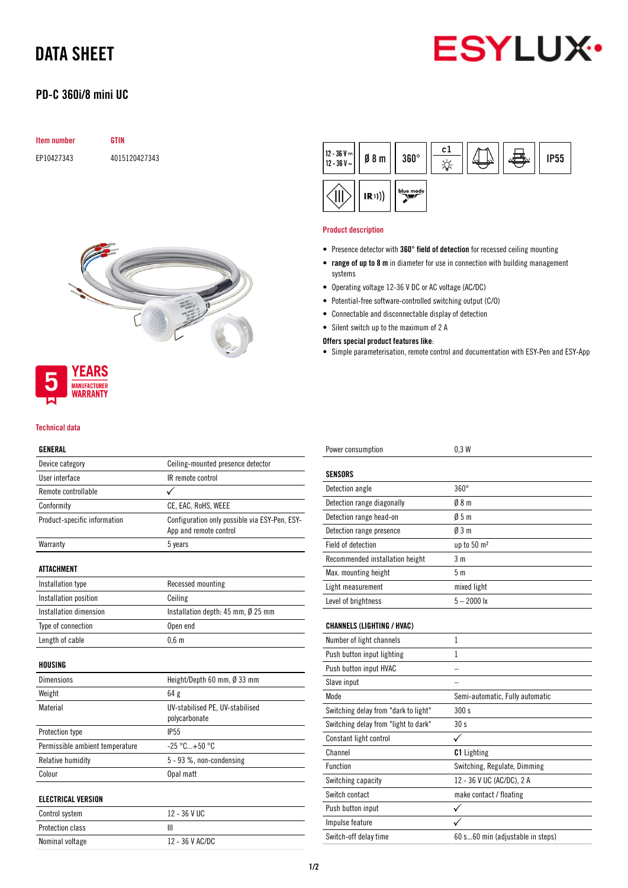# DATA SHEET

## PD-C 360i/8 mini UC

| Item number | GTIN |
|---|---|
| EP10427343 | 4015120427343 |

5 YEARS MANUFACTURER WARRANTY

### Product description

- Presence detector with **360° field of detection** for recessed ceiling mounting
- **range of up to 8 m** in diameter for use in connection with building management systems
- Operating voltage 12-36 V DC or AC voltage (AC/DC)
- Potential-free software-controlled switching output (C/O)
- Connectable and disconnectable display of detection
- Silent switch up to the maximum of 2 A

**Offers special product features like**:

- Simple parameterisation, remote control and documentation with ESY-Pen and ESY-App

### Technical data

| GENERAL | |
|---|---|
| Device category | Ceiling-mounted presence detector |
| User interface | IR remote control |
| Remote controllable | ✓ |
| Conformity | CE, EAC, RoHS, WEEE |
| Product-specific information | Configuration only possible via ESY-Pen, ESY-App and remote control |
| Warranty | 5 years |

| ATTACHMENT | |
|---|---|
| Installation type | Recessed mounting |
| Installation position | Ceiling |
| Installation dimension | Installation depth: 45 mm, Ø 25 mm |
| Type of connection | Open end |
| Length of cable | 0,6 m |

| HOUSING | |
|---|---|
| Dimensions | Height/Depth 60 mm, Ø 33 mm |
| Weight | 64 g |
| Material | UV-stabilised PE, UV-stabilised polycarbonate |
| Protection type | IP55 |
| Permissible ambient temperature | -25 °C...+50 °C |
| Relative humidity | 5 - 93 %, non-condensing |
| Colour | Opal matt |

| ELECTRICAL VERSION | |
|---|---|
| Control system | 12 - 36 V UC |
| Protection class | III |
| Nominal voltage | 12 - 36 V AC/DC |
| Power consumption | 0,3 W |

| SENSORS | |
|---|---|
| Detection angle | 360° |
| Detection range diagonally | Ø 8 m |
| Detection range head-on | Ø 5 m |
| Detection range presence | Ø 3 m |
| Field of detection | up to 50 m² |
| Recommended installation height | 3 m |
| Max. mounting height | 5 m |
| Light measurement | mixed light |
| Level of brightness | 5 – 2000 lx |

| CHANNELS (LIGHTING / HVAC) | |
|---|---|
| Number of light channels | 1 |
| Push button input lighting | 1 |
| Push button input HVAC | – |
| Slave input | – |
| Mode | Semi-automatic, Fully automatic |
| Switching delay from "dark to light" | 300 s |
| Switching delay from "light to dark" | 30 s |
| Constant light control | ✓ |
| Channel | **C1** Lighting |
| Function | Switching, Regulate, Dimming |
| Switching capacity | 12 - 36 V UC (AC/DC), 2 A |
| Switch contact | make contact / floating |
| Push button input | ✓ |
| Impulse feature | ✓ |
| Switch-off delay time | 60 s...60 min (adjustable in steps) |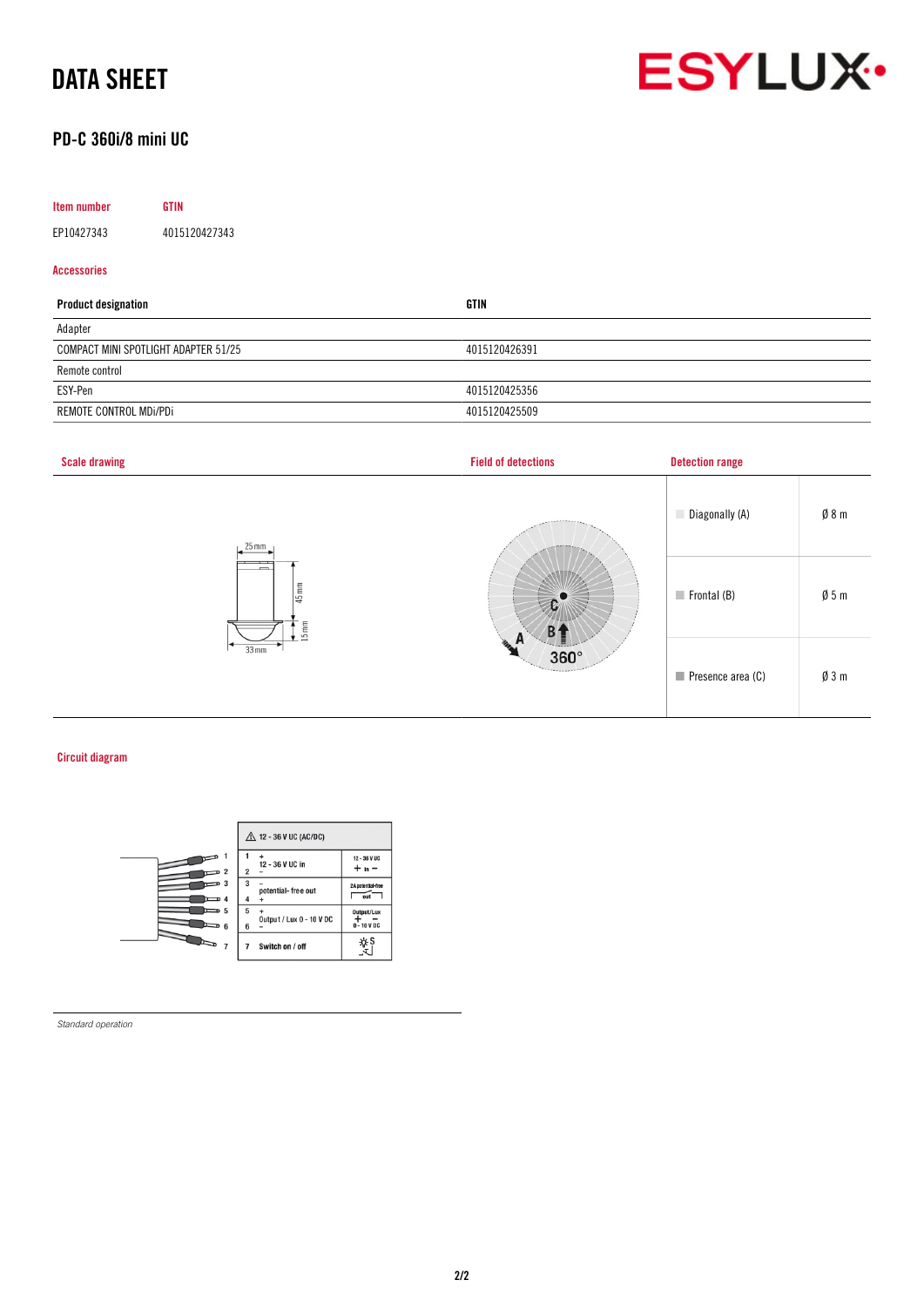# DATA SHEET

## PD-C 360i/8 mini UC

| Item number | GTIN |
|---|---|
| EP10427343 | 4015120427343 |

### Accessories

| Product designation | GTIN |
|---|---|
| Adapter | |
| COMPACT MINI SPOTLIGHT ADAPTER 51/25 | 4015120426391 |
| Remote control | |
| ESY-Pen | 4015120425356 |
| REMOTE CONTROL MDi/PDi | 4015120425509 |

### Scale drawing

25 mm
45 mm
15 mm
33 mm

### Field of detections

A
B
C
360°

### Detection range

| | |
|---|---|
| Diagonally (A) | Ø 8 m |
| Frontal (B) | Ø 5 m |
| Presence area (C) | Ø 3 m |

### Circuit diagram

12 - 36 V UC (AC/DC)

| | | |
|---|---|---|
| 1 + / 2 – | 12 - 36 V UC in | 12 - 36 V UC + in – |
| 3 – / 4 + | potential- free out | 2A potential-free out |
| 5 + / 6 – | Output / Lux 0 - 10 V DC | Output/Lux + – 0 - 10 V DC |
| 7 | Switch on / off | S |

*Standard operation*